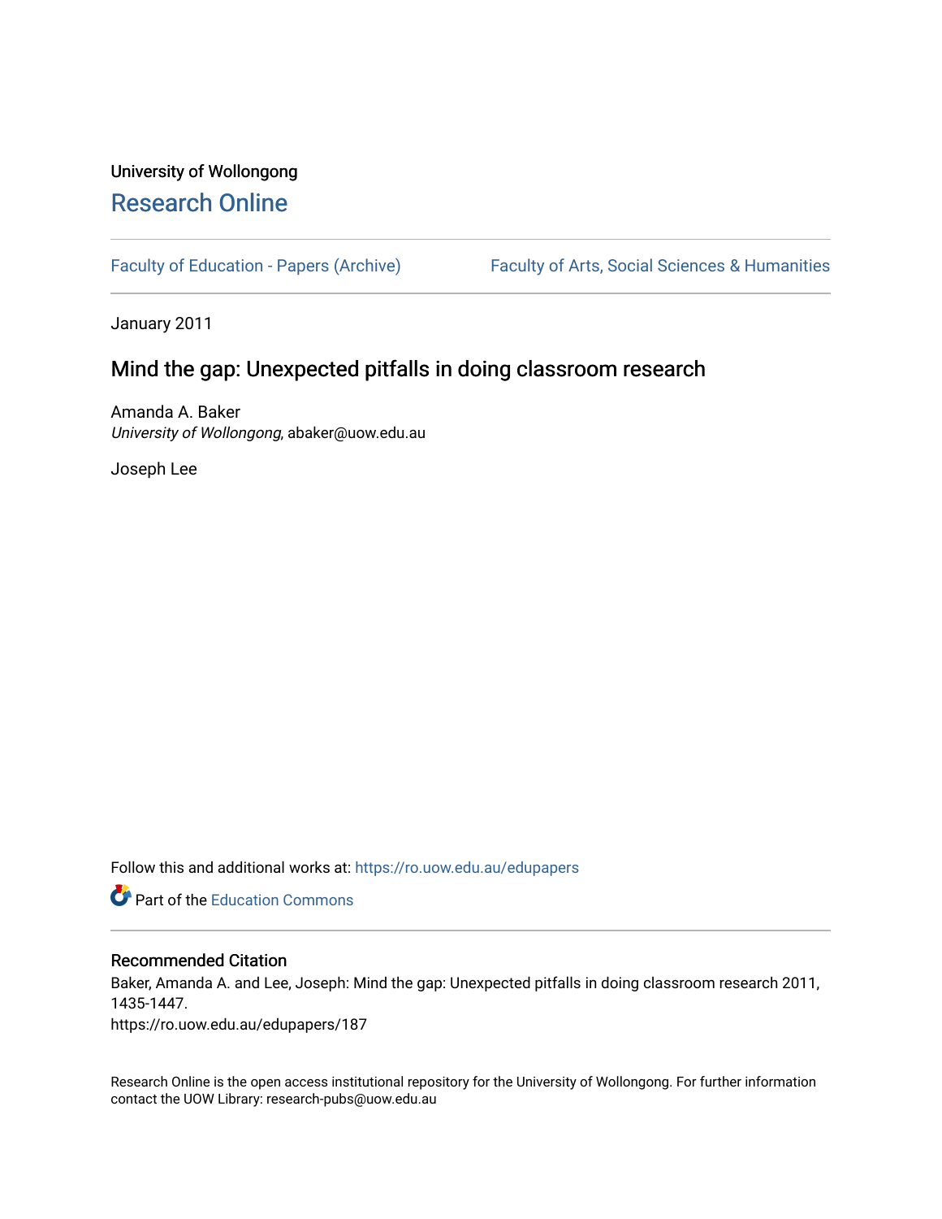University of Wollongong

# Research Online

Faculty of Education - Papers (Archive) | Faculty of Arts, Social Sciences & Humanities

January 2011

## Mind the gap: Unexpected pitfalls in doing classroom research

Amanda A. Baker
*University of Wollongong*, abaker@uow.edu.au

Joseph Lee

Follow this and additional works at: https://ro.uow.edu.au/edupapers

Part of the Education Commons

### Recommended Citation

Baker, Amanda A. and Lee, Joseph: Mind the gap: Unexpected pitfalls in doing classroom research 2011, 1435-1447.
https://ro.uow.edu.au/edupapers/187

Research Online is the open access institutional repository for the University of Wollongong. For further information contact the UOW Library: research-pubs@uow.edu.au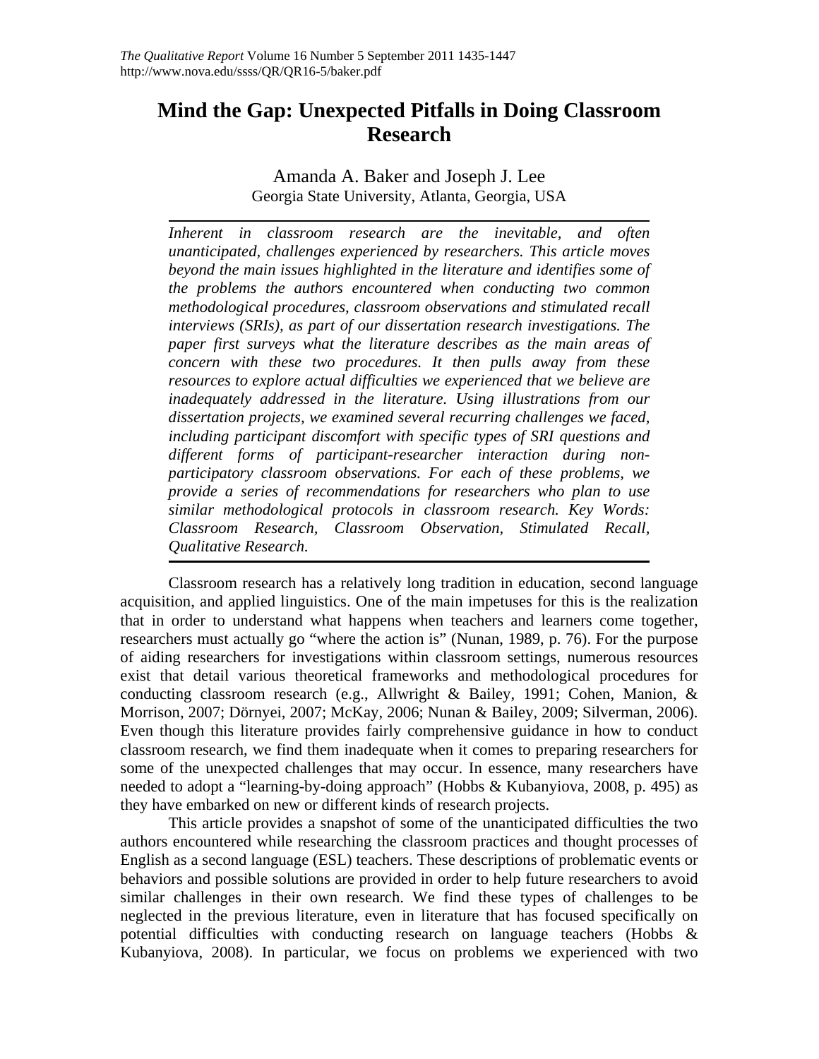# Mind the Gap: Unexpected Pitfalls in Doing Classroom Research

Amanda A. Baker and Joseph J. Lee
Georgia State University, Atlanta, Georgia, USA

*Inherent in classroom research are the inevitable, and often unanticipated, challenges experienced by researchers. This article moves beyond the main issues highlighted in the literature and identifies some of the problems the authors encountered when conducting two common methodological procedures, classroom observations and stimulated recall interviews (SRIs), as part of our dissertation research investigations. The paper first surveys what the literature describes as the main areas of concern with these two procedures. It then pulls away from these resources to explore actual difficulties we experienced that we believe are inadequately addressed in the literature. Using illustrations from our dissertation projects, we examined several recurring challenges we faced, including participant discomfort with specific types of SRI questions and different forms of participant-researcher interaction during non-participatory classroom observations. For each of these problems, we provide a series of recommendations for researchers who plan to use similar methodological protocols in classroom research. Key Words: Classroom Research, Classroom Observation, Stimulated Recall, Qualitative Research.*

Classroom research has a relatively long tradition in education, second language acquisition, and applied linguistics. One of the main impetuses for this is the realization that in order to understand what happens when teachers and learners come together, researchers must actually go "where the action is" (Nunan, 1989, p. 76). For the purpose of aiding researchers for investigations within classroom settings, numerous resources exist that detail various theoretical frameworks and methodological procedures for conducting classroom research (e.g., Allwright & Bailey, 1991; Cohen, Manion, & Morrison, 2007; Dörnyei, 2007; McKay, 2006; Nunan & Bailey, 2009; Silverman, 2006). Even though this literature provides fairly comprehensive guidance in how to conduct classroom research, we find them inadequate when it comes to preparing researchers for some of the unexpected challenges that may occur. In essence, many researchers have needed to adopt a "learning-by-doing approach" (Hobbs & Kubanyiova, 2008, p. 495) as they have embarked on new or different kinds of research projects.

This article provides a snapshot of some of the unanticipated difficulties the two authors encountered while researching the classroom practices and thought processes of English as a second language (ESL) teachers. These descriptions of problematic events or behaviors and possible solutions are provided in order to help future researchers to avoid similar challenges in their own research. We find these types of challenges to be neglected in the previous literature, even in literature that has focused specifically on potential difficulties with conducting research on language teachers (Hobbs & Kubanyiova, 2008). In particular, we focus on problems we experienced with two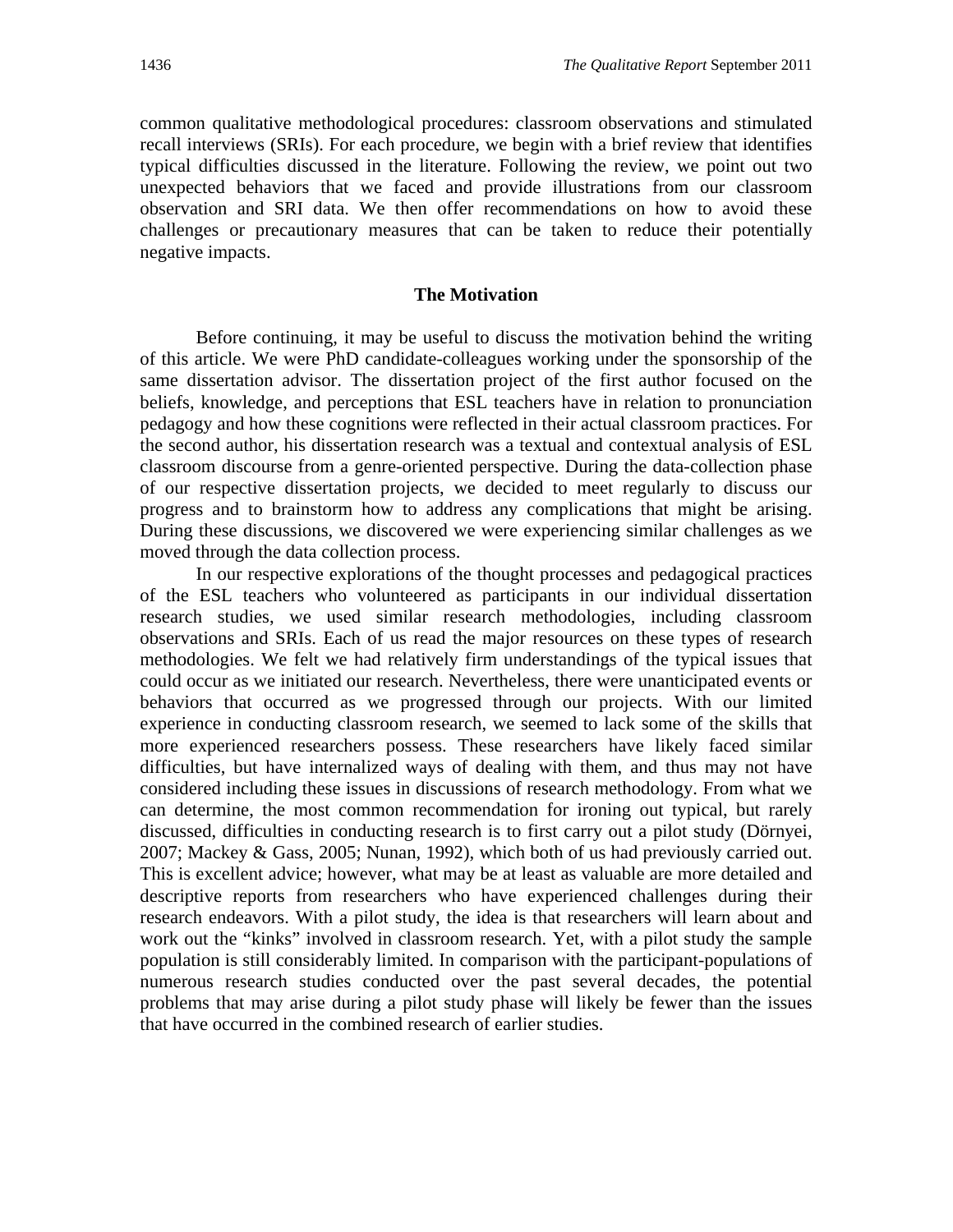common qualitative methodological procedures: classroom observations and stimulated recall interviews (SRIs). For each procedure, we begin with a brief review that identifies typical difficulties discussed in the literature. Following the review, we point out two unexpected behaviors that we faced and provide illustrations from our classroom observation and SRI data. We then offer recommendations on how to avoid these challenges or precautionary measures that can be taken to reduce their potentially negative impacts.

## The Motivation

Before continuing, it may be useful to discuss the motivation behind the writing of this article. We were PhD candidate-colleagues working under the sponsorship of the same dissertation advisor. The dissertation project of the first author focused on the beliefs, knowledge, and perceptions that ESL teachers have in relation to pronunciation pedagogy and how these cognitions were reflected in their actual classroom practices. For the second author, his dissertation research was a textual and contextual analysis of ESL classroom discourse from a genre-oriented perspective. During the data-collection phase of our respective dissertation projects, we decided to meet regularly to discuss our progress and to brainstorm how to address any complications that might be arising. During these discussions, we discovered we were experiencing similar challenges as we moved through the data collection process.

In our respective explorations of the thought processes and pedagogical practices of the ESL teachers who volunteered as participants in our individual dissertation research studies, we used similar research methodologies, including classroom observations and SRIs. Each of us read the major resources on these types of research methodologies. We felt we had relatively firm understandings of the typical issues that could occur as we initiated our research. Nevertheless, there were unanticipated events or behaviors that occurred as we progressed through our projects. With our limited experience in conducting classroom research, we seemed to lack some of the skills that more experienced researchers possess. These researchers have likely faced similar difficulties, but have internalized ways of dealing with them, and thus may not have considered including these issues in discussions of research methodology. From what we can determine, the most common recommendation for ironing out typical, but rarely discussed, difficulties in conducting research is to first carry out a pilot study (Dörnyei, 2007; Mackey & Gass, 2005; Nunan, 1992), which both of us had previously carried out. This is excellent advice; however, what may be at least as valuable are more detailed and descriptive reports from researchers who have experienced challenges during their research endeavors. With a pilot study, the idea is that researchers will learn about and work out the "kinks" involved in classroom research. Yet, with a pilot study the sample population is still considerably limited. In comparison with the participant-populations of numerous research studies conducted over the past several decades, the potential problems that may arise during a pilot study phase will likely be fewer than the issues that have occurred in the combined research of earlier studies.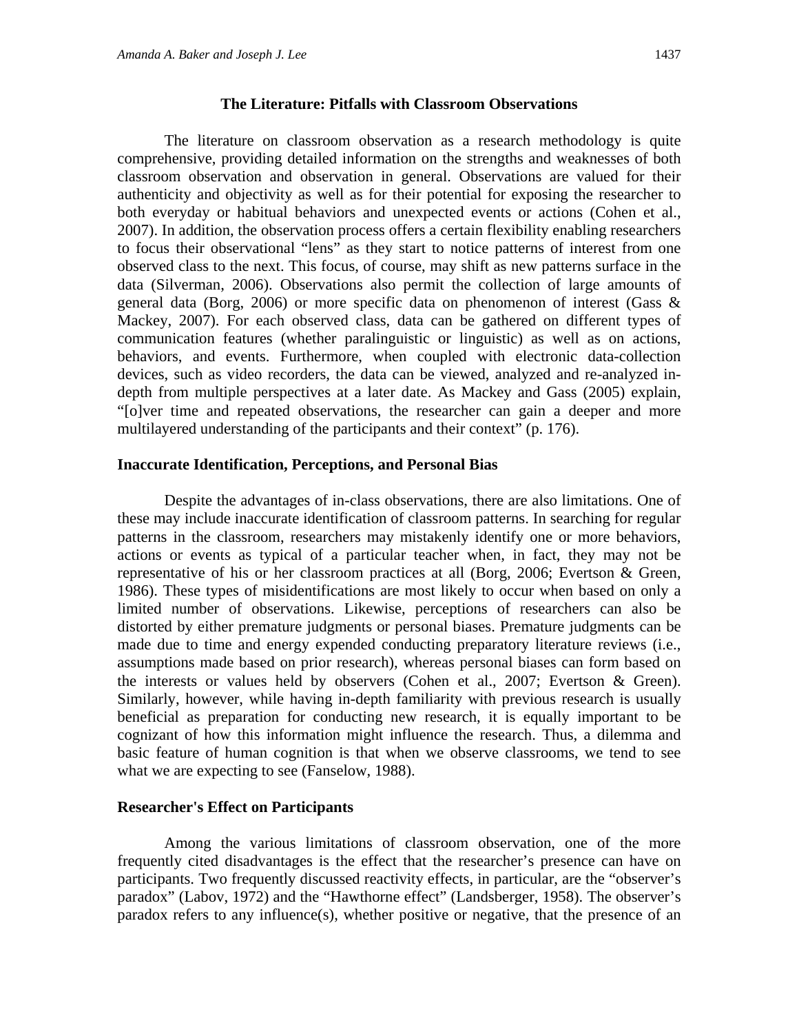## The Literature: Pitfalls with Classroom Observations

The literature on classroom observation as a research methodology is quite comprehensive, providing detailed information on the strengths and weaknesses of both classroom observation and observation in general. Observations are valued for their authenticity and objectivity as well as for their potential for exposing the researcher to both everyday or habitual behaviors and unexpected events or actions (Cohen et al., 2007). In addition, the observation process offers a certain flexibility enabling researchers to focus their observational "lens" as they start to notice patterns of interest from one observed class to the next. This focus, of course, may shift as new patterns surface in the data (Silverman, 2006). Observations also permit the collection of large amounts of general data (Borg, 2006) or more specific data on phenomenon of interest (Gass & Mackey, 2007). For each observed class, data can be gathered on different types of communication features (whether paralinguistic or linguistic) as well as on actions, behaviors, and events. Furthermore, when coupled with electronic data-collection devices, such as video recorders, the data can be viewed, analyzed and re-analyzed in-depth from multiple perspectives at a later date. As Mackey and Gass (2005) explain, "[o]ver time and repeated observations, the researcher can gain a deeper and more multilayered understanding of the participants and their context" (p. 176).

### Inaccurate Identification, Perceptions, and Personal Bias

Despite the advantages of in-class observations, there are also limitations. One of these may include inaccurate identification of classroom patterns. In searching for regular patterns in the classroom, researchers may mistakenly identify one or more behaviors, actions or events as typical of a particular teacher when, in fact, they may not be representative of his or her classroom practices at all (Borg, 2006; Evertson & Green, 1986). These types of misidentifications are most likely to occur when based on only a limited number of observations. Likewise, perceptions of researchers can also be distorted by either premature judgments or personal biases. Premature judgments can be made due to time and energy expended conducting preparatory literature reviews (i.e., assumptions made based on prior research), whereas personal biases can form based on the interests or values held by observers (Cohen et al., 2007; Evertson & Green). Similarly, however, while having in-depth familiarity with previous research is usually beneficial as preparation for conducting new research, it is equally important to be cognizant of how this information might influence the research. Thus, a dilemma and basic feature of human cognition is that when we observe classrooms, we tend to see what we are expecting to see (Fanselow, 1988).

### Researcher's Effect on Participants

Among the various limitations of classroom observation, one of the more frequently cited disadvantages is the effect that the researcher's presence can have on participants. Two frequently discussed reactivity effects, in particular, are the "observer's paradox" (Labov, 1972) and the "Hawthorne effect" (Landsberger, 1958). The observer's paradox refers to any influence(s), whether positive or negative, that the presence of an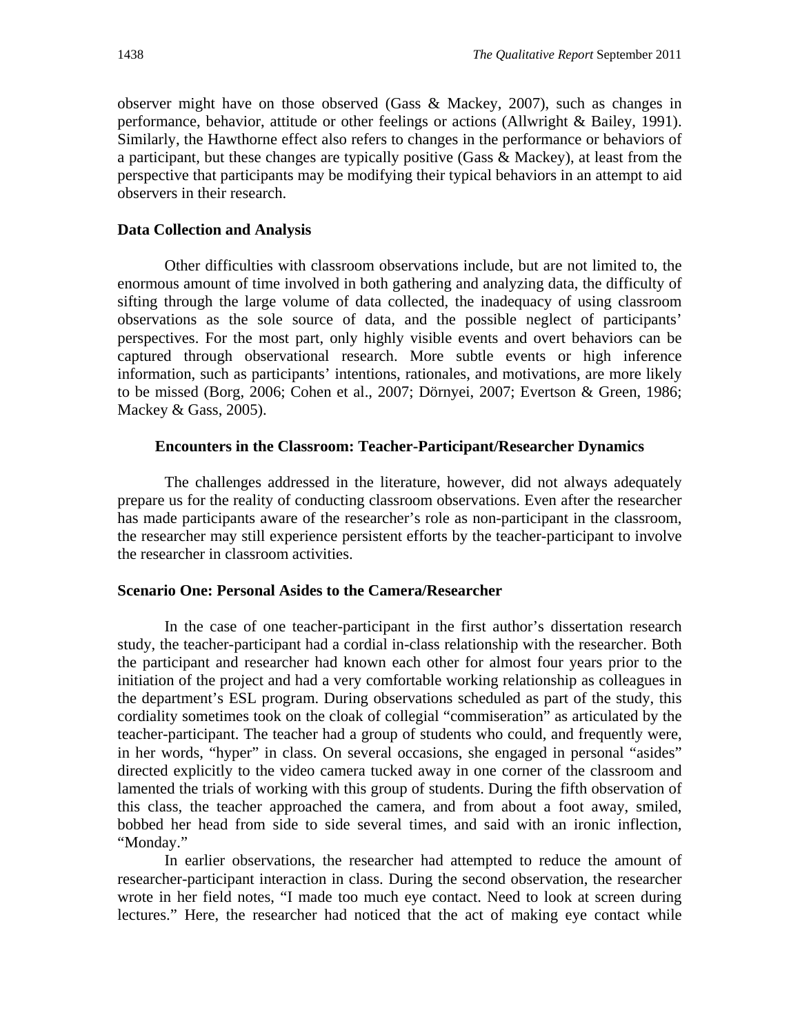observer might have on those observed (Gass & Mackey, 2007), such as changes in performance, behavior, attitude or other feelings or actions (Allwright & Bailey, 1991). Similarly, the Hawthorne effect also refers to changes in the performance or behaviors of a participant, but these changes are typically positive (Gass & Mackey), at least from the perspective that participants may be modifying their typical behaviors in an attempt to aid observers in their research.

### Data Collection and Analysis

Other difficulties with classroom observations include, but are not limited to, the enormous amount of time involved in both gathering and analyzing data, the difficulty of sifting through the large volume of data collected, the inadequacy of using classroom observations as the sole source of data, and the possible neglect of participants' perspectives. For the most part, only highly visible events and overt behaviors can be captured through observational research. More subtle events or high inference information, such as participants' intentions, rationales, and motivations, are more likely to be missed (Borg, 2006; Cohen et al., 2007; Dörnyei, 2007; Evertson & Green, 1986; Mackey & Gass, 2005).

## Encounters in the Classroom: Teacher-Participant/Researcher Dynamics

The challenges addressed in the literature, however, did not always adequately prepare us for the reality of conducting classroom observations. Even after the researcher has made participants aware of the researcher's role as non-participant in the classroom, the researcher may still experience persistent efforts by the teacher-participant to involve the researcher in classroom activities.

### Scenario One: Personal Asides to the Camera/Researcher

In the case of one teacher-participant in the first author's dissertation research study, the teacher-participant had a cordial in-class relationship with the researcher. Both the participant and researcher had known each other for almost four years prior to the initiation of the project and had a very comfortable working relationship as colleagues in the department's ESL program. During observations scheduled as part of the study, this cordiality sometimes took on the cloak of collegial "commiseration" as articulated by the teacher-participant. The teacher had a group of students who could, and frequently were, in her words, "hyper" in class. On several occasions, she engaged in personal "asides" directed explicitly to the video camera tucked away in one corner of the classroom and lamented the trials of working with this group of students. During the fifth observation of this class, the teacher approached the camera, and from about a foot away, smiled, bobbed her head from side to side several times, and said with an ironic inflection, "Monday."

In earlier observations, the researcher had attempted to reduce the amount of researcher-participant interaction in class. During the second observation, the researcher wrote in her field notes, "I made too much eye contact. Need to look at screen during lectures." Here, the researcher had noticed that the act of making eye contact while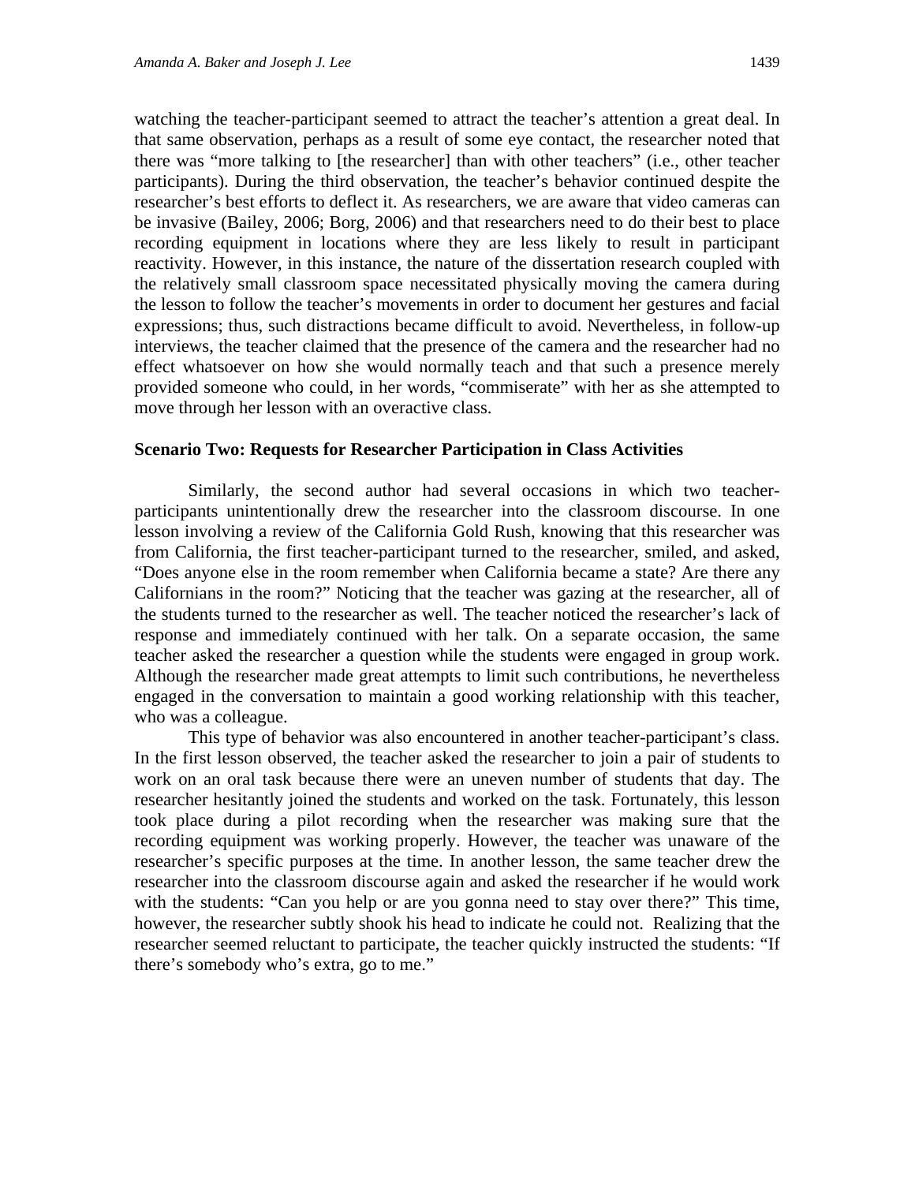watching the teacher-participant seemed to attract the teacher's attention a great deal. In that same observation, perhaps as a result of some eye contact, the researcher noted that there was "more talking to [the researcher] than with other teachers" (i.e., other teacher participants). During the third observation, the teacher's behavior continued despite the researcher's best efforts to deflect it. As researchers, we are aware that video cameras can be invasive (Bailey, 2006; Borg, 2006) and that researchers need to do their best to place recording equipment in locations where they are less likely to result in participant reactivity. However, in this instance, the nature of the dissertation research coupled with the relatively small classroom space necessitated physically moving the camera during the lesson to follow the teacher's movements in order to document her gestures and facial expressions; thus, such distractions became difficult to avoid. Nevertheless, in follow-up interviews, the teacher claimed that the presence of the camera and the researcher had no effect whatsoever on how she would normally teach and that such a presence merely provided someone who could, in her words, "commiserate" with her as she attempted to move through her lesson with an overactive class.

### Scenario Two: Requests for Researcher Participation in Class Activities

Similarly, the second author had several occasions in which two teacher-participants unintentionally drew the researcher into the classroom discourse. In one lesson involving a review of the California Gold Rush, knowing that this researcher was from California, the first teacher-participant turned to the researcher, smiled, and asked, "Does anyone else in the room remember when California became a state? Are there any Californians in the room?" Noticing that the teacher was gazing at the researcher, all of the students turned to the researcher as well. The teacher noticed the researcher's lack of response and immediately continued with her talk. On a separate occasion, the same teacher asked the researcher a question while the students were engaged in group work. Although the researcher made great attempts to limit such contributions, he nevertheless engaged in the conversation to maintain a good working relationship with this teacher, who was a colleague.

This type of behavior was also encountered in another teacher-participant's class. In the first lesson observed, the teacher asked the researcher to join a pair of students to work on an oral task because there were an uneven number of students that day. The researcher hesitantly joined the students and worked on the task. Fortunately, this lesson took place during a pilot recording when the researcher was making sure that the recording equipment was working properly. However, the teacher was unaware of the researcher's specific purposes at the time. In another lesson, the same teacher drew the researcher into the classroom discourse again and asked the researcher if he would work with the students: "Can you help or are you gonna need to stay over there?" This time, however, the researcher subtly shook his head to indicate he could not. Realizing that the researcher seemed reluctant to participate, the teacher quickly instructed the students: "If there's somebody who's extra, go to me."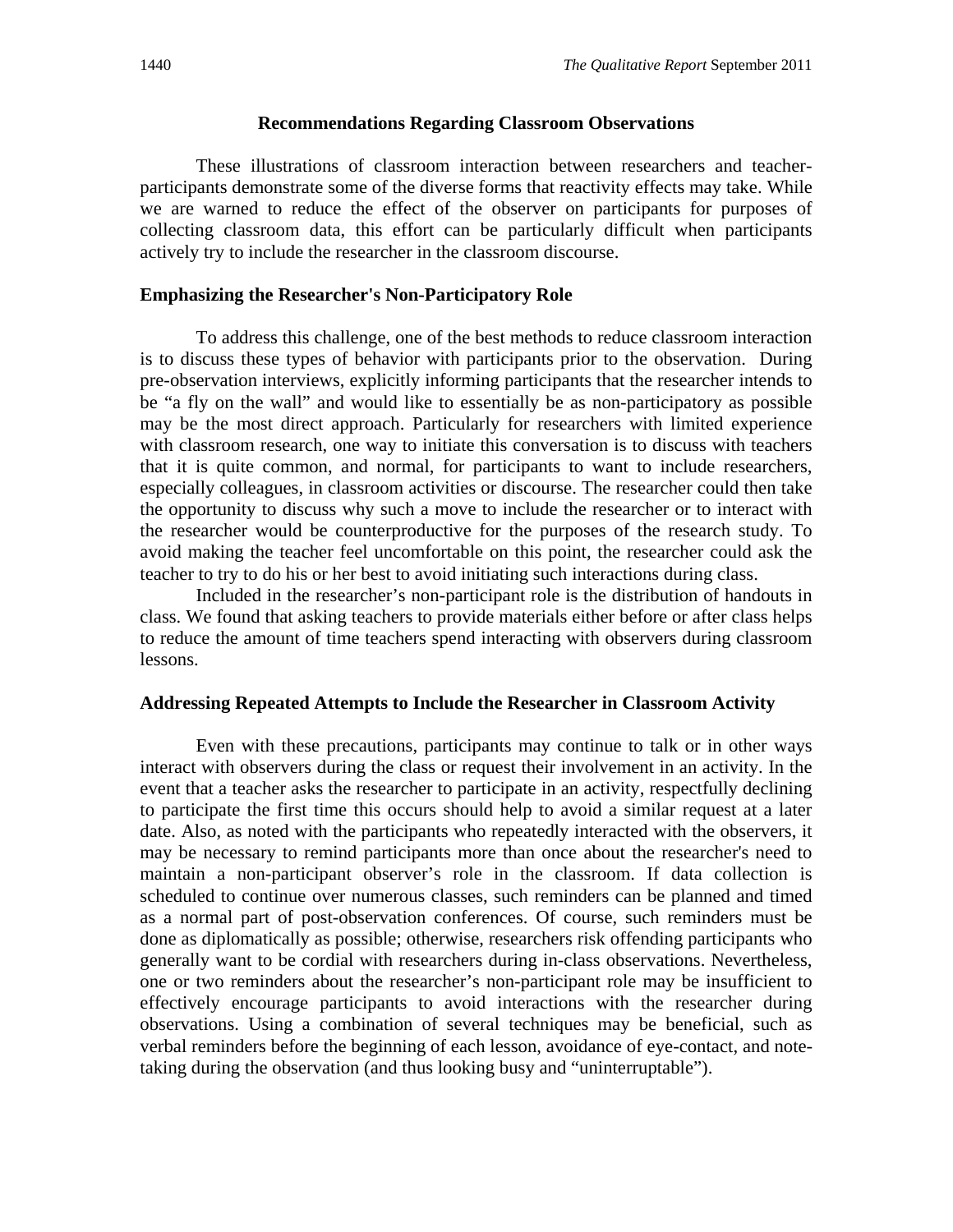## Recommendations Regarding Classroom Observations

These illustrations of classroom interaction between researchers and teacher-participants demonstrate some of the diverse forms that reactivity effects may take. While we are warned to reduce the effect of the observer on participants for purposes of collecting classroom data, this effort can be particularly difficult when participants actively try to include the researcher in the classroom discourse.

### Emphasizing the Researcher's Non-Participatory Role

To address this challenge, one of the best methods to reduce classroom interaction is to discuss these types of behavior with participants prior to the observation. During pre-observation interviews, explicitly informing participants that the researcher intends to be "a fly on the wall" and would like to essentially be as non-participatory as possible may be the most direct approach. Particularly for researchers with limited experience with classroom research, one way to initiate this conversation is to discuss with teachers that it is quite common, and normal, for participants to want to include researchers, especially colleagues, in classroom activities or discourse. The researcher could then take the opportunity to discuss why such a move to include the researcher or to interact with the researcher would be counterproductive for the purposes of the research study. To avoid making the teacher feel uncomfortable on this point, the researcher could ask the teacher to try to do his or her best to avoid initiating such interactions during class.

Included in the researcher's non-participant role is the distribution of handouts in class. We found that asking teachers to provide materials either before or after class helps to reduce the amount of time teachers spend interacting with observers during classroom lessons.

### Addressing Repeated Attempts to Include the Researcher in Classroom Activity

Even with these precautions, participants may continue to talk or in other ways interact with observers during the class or request their involvement in an activity. In the event that a teacher asks the researcher to participate in an activity, respectfully declining to participate the first time this occurs should help to avoid a similar request at a later date. Also, as noted with the participants who repeatedly interacted with the observers, it may be necessary to remind participants more than once about the researcher's need to maintain a non-participant observer's role in the classroom. If data collection is scheduled to continue over numerous classes, such reminders can be planned and timed as a normal part of post-observation conferences. Of course, such reminders must be done as diplomatically as possible; otherwise, researchers risk offending participants who generally want to be cordial with researchers during in-class observations. Nevertheless, one or two reminders about the researcher's non-participant role may be insufficient to effectively encourage participants to avoid interactions with the researcher during observations. Using a combination of several techniques may be beneficial, such as verbal reminders before the beginning of each lesson, avoidance of eye-contact, and note-taking during the observation (and thus looking busy and "uninterruptable").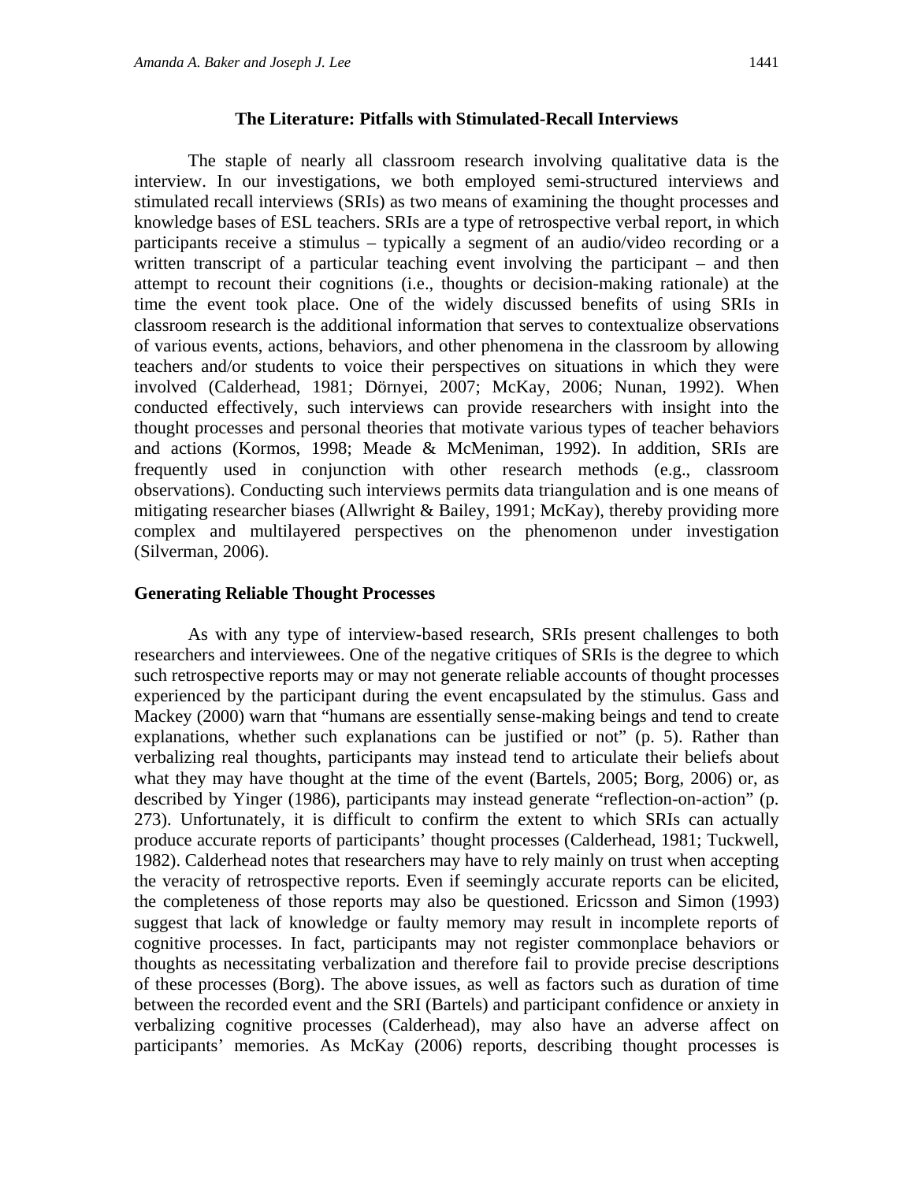## The Literature: Pitfalls with Stimulated-Recall Interviews

The staple of nearly all classroom research involving qualitative data is the interview. In our investigations, we both employed semi-structured interviews and stimulated recall interviews (SRIs) as two means of examining the thought processes and knowledge bases of ESL teachers. SRIs are a type of retrospective verbal report, in which participants receive a stimulus – typically a segment of an audio/video recording or a written transcript of a particular teaching event involving the participant – and then attempt to recount their cognitions (i.e., thoughts or decision-making rationale) at the time the event took place. One of the widely discussed benefits of using SRIs in classroom research is the additional information that serves to contextualize observations of various events, actions, behaviors, and other phenomena in the classroom by allowing teachers and/or students to voice their perspectives on situations in which they were involved (Calderhead, 1981; Dörnyei, 2007; McKay, 2006; Nunan, 1992). When conducted effectively, such interviews can provide researchers with insight into the thought processes and personal theories that motivate various types of teacher behaviors and actions (Kormos, 1998; Meade & McMeniman, 1992). In addition, SRIs are frequently used in conjunction with other research methods (e.g., classroom observations). Conducting such interviews permits data triangulation and is one means of mitigating researcher biases (Allwright & Bailey, 1991; McKay), thereby providing more complex and multilayered perspectives on the phenomenon under investigation (Silverman, 2006).

### Generating Reliable Thought Processes

As with any type of interview-based research, SRIs present challenges to both researchers and interviewees. One of the negative critiques of SRIs is the degree to which such retrospective reports may or may not generate reliable accounts of thought processes experienced by the participant during the event encapsulated by the stimulus. Gass and Mackey (2000) warn that "humans are essentially sense-making beings and tend to create explanations, whether such explanations can be justified or not" (p. 5). Rather than verbalizing real thoughts, participants may instead tend to articulate their beliefs about what they may have thought at the time of the event (Bartels, 2005; Borg, 2006) or, as described by Yinger (1986), participants may instead generate "reflection-on-action" (p. 273). Unfortunately, it is difficult to confirm the extent to which SRIs can actually produce accurate reports of participants' thought processes (Calderhead, 1981; Tuckwell, 1982). Calderhead notes that researchers may have to rely mainly on trust when accepting the veracity of retrospective reports. Even if seemingly accurate reports can be elicited, the completeness of those reports may also be questioned. Ericsson and Simon (1993) suggest that lack of knowledge or faulty memory may result in incomplete reports of cognitive processes. In fact, participants may not register commonplace behaviors or thoughts as necessitating verbalization and therefore fail to provide precise descriptions of these processes (Borg). The above issues, as well as factors such as duration of time between the recorded event and the SRI (Bartels) and participant confidence or anxiety in verbalizing cognitive processes (Calderhead), may also have an adverse affect on participants' memories. As McKay (2006) reports, describing thought processes is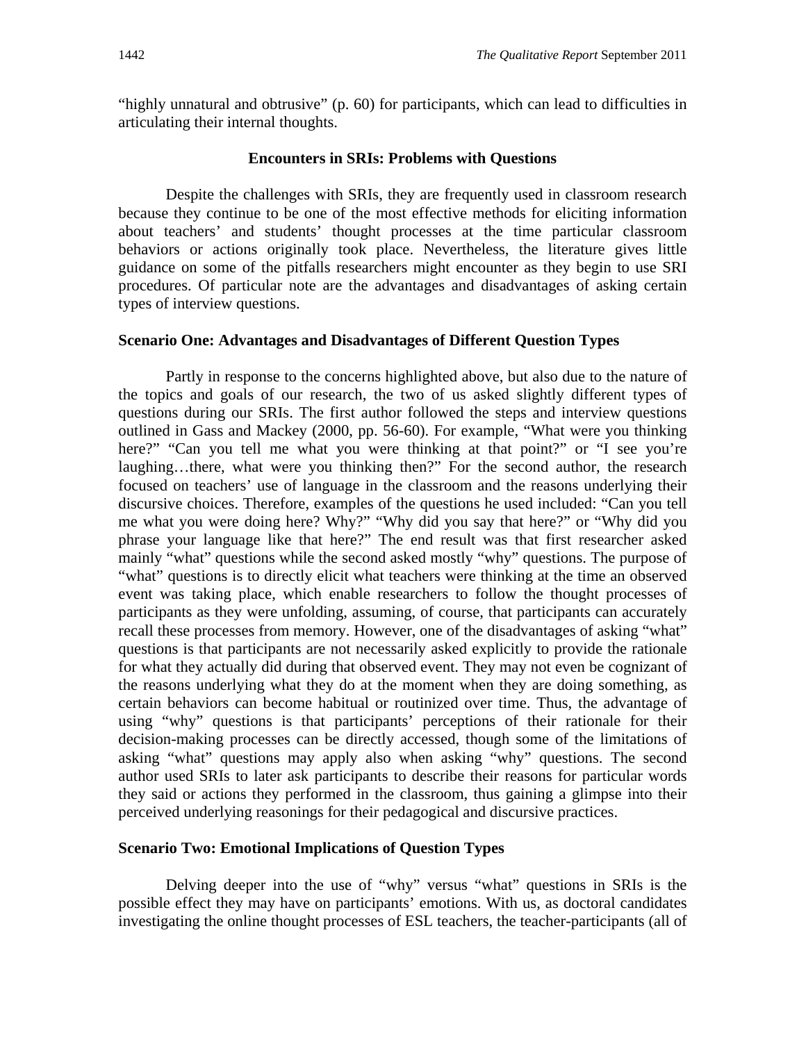"highly unnatural and obtrusive" (p. 60) for participants, which can lead to difficulties in articulating their internal thoughts.

## Encounters in SRIs: Problems with Questions

Despite the challenges with SRIs, they are frequently used in classroom research because they continue to be one of the most effective methods for eliciting information about teachers' and students' thought processes at the time particular classroom behaviors or actions originally took place. Nevertheless, the literature gives little guidance on some of the pitfalls researchers might encounter as they begin to use SRI procedures. Of particular note are the advantages and disadvantages of asking certain types of interview questions.

### Scenario One: Advantages and Disadvantages of Different Question Types

Partly in response to the concerns highlighted above, but also due to the nature of the topics and goals of our research, the two of us asked slightly different types of questions during our SRIs. The first author followed the steps and interview questions outlined in Gass and Mackey (2000, pp. 56-60). For example, "What were you thinking here?" "Can you tell me what you were thinking at that point?" or "I see you're laughing…there, what were you thinking then?" For the second author, the research focused on teachers' use of language in the classroom and the reasons underlying their discursive choices. Therefore, examples of the questions he used included: "Can you tell me what you were doing here? Why?" "Why did you say that here?" or "Why did you phrase your language like that here?" The end result was that first researcher asked mainly "what" questions while the second asked mostly "why" questions. The purpose of "what" questions is to directly elicit what teachers were thinking at the time an observed event was taking place, which enable researchers to follow the thought processes of participants as they were unfolding, assuming, of course, that participants can accurately recall these processes from memory. However, one of the disadvantages of asking "what" questions is that participants are not necessarily asked explicitly to provide the rationale for what they actually did during that observed event. They may not even be cognizant of the reasons underlying what they do at the moment when they are doing something, as certain behaviors can become habitual or routinized over time. Thus, the advantage of using "why" questions is that participants' perceptions of their rationale for their decision-making processes can be directly accessed, though some of the limitations of asking "what" questions may apply also when asking "why" questions. The second author used SRIs to later ask participants to describe their reasons for particular words they said or actions they performed in the classroom, thus gaining a glimpse into their perceived underlying reasonings for their pedagogical and discursive practices.

### Scenario Two: Emotional Implications of Question Types

Delving deeper into the use of "why" versus "what" questions in SRIs is the possible effect they may have on participants' emotions. With us, as doctoral candidates investigating the online thought processes of ESL teachers, the teacher-participants (all of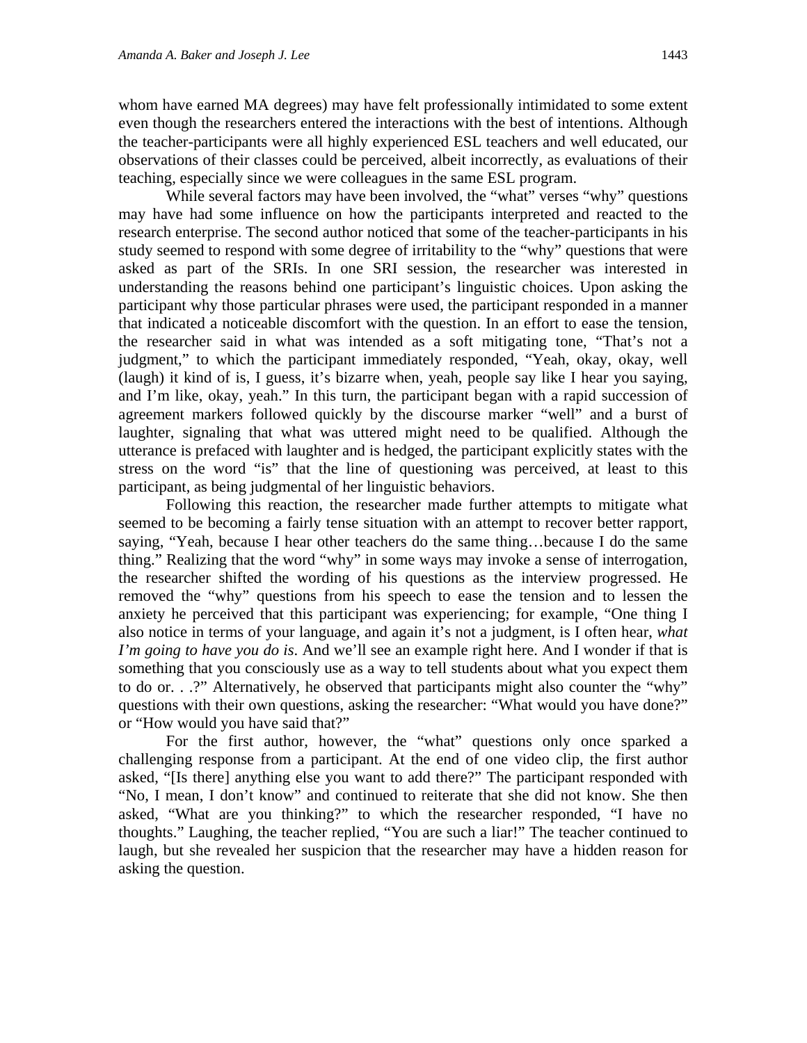whom have earned MA degrees) may have felt professionally intimidated to some extent even though the researchers entered the interactions with the best of intentions. Although the teacher-participants were all highly experienced ESL teachers and well educated, our observations of their classes could be perceived, albeit incorrectly, as evaluations of their teaching, especially since we were colleagues in the same ESL program.

While several factors may have been involved, the "what" verses "why" questions may have had some influence on how the participants interpreted and reacted to the research enterprise. The second author noticed that some of the teacher-participants in his study seemed to respond with some degree of irritability to the "why" questions that were asked as part of the SRIs. In one SRI session, the researcher was interested in understanding the reasons behind one participant's linguistic choices. Upon asking the participant why those particular phrases were used, the participant responded in a manner that indicated a noticeable discomfort with the question. In an effort to ease the tension, the researcher said in what was intended as a soft mitigating tone, "That's not a judgment," to which the participant immediately responded, "Yeah, okay, okay, well (laugh) it kind of is, I guess, it's bizarre when, yeah, people say like I hear you saying, and I'm like, okay, yeah." In this turn, the participant began with a rapid succession of agreement markers followed quickly by the discourse marker "well" and a burst of laughter, signaling that what was uttered might need to be qualified. Although the utterance is prefaced with laughter and is hedged, the participant explicitly states with the stress on the word "is" that the line of questioning was perceived, at least to this participant, as being judgmental of her linguistic behaviors.

Following this reaction, the researcher made further attempts to mitigate what seemed to be becoming a fairly tense situation with an attempt to recover better rapport, saying, "Yeah, because I hear other teachers do the same thing…because I do the same thing." Realizing that the word "why" in some ways may invoke a sense of interrogation, the researcher shifted the wording of his questions as the interview progressed. He removed the "why" questions from his speech to ease the tension and to lessen the anxiety he perceived that this participant was experiencing; for example, "One thing I also notice in terms of your language, and again it's not a judgment, is I often hear, *what I'm going to have you do is*. And we'll see an example right here. And I wonder if that is something that you consciously use as a way to tell students about what you expect them to do or. . .?" Alternatively, he observed that participants might also counter the "why" questions with their own questions, asking the researcher: "What would you have done?" or "How would you have said that?"

For the first author, however, the "what" questions only once sparked a challenging response from a participant. At the end of one video clip, the first author asked, "[Is there] anything else you want to add there?" The participant responded with "No, I mean, I don't know" and continued to reiterate that she did not know. She then asked, "What are you thinking?" to which the researcher responded, "I have no thoughts." Laughing, the teacher replied, "You are such a liar!" The teacher continued to laugh, but she revealed her suspicion that the researcher may have a hidden reason for asking the question.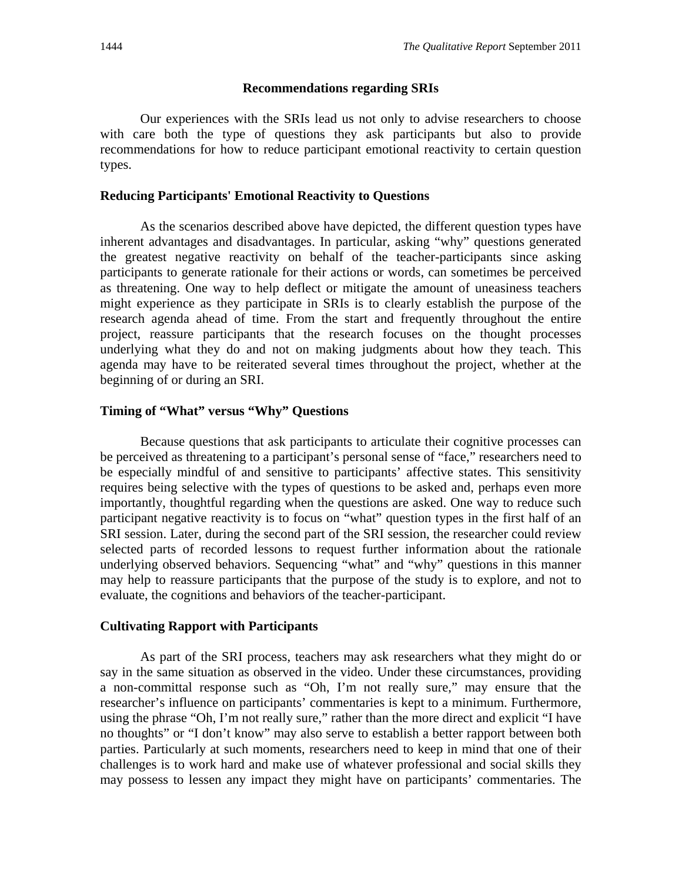## Recommendations regarding SRIs

Our experiences with the SRIs lead us not only to advise researchers to choose with care both the type of questions they ask participants but also to provide recommendations for how to reduce participant emotional reactivity to certain question types.

### Reducing Participants' Emotional Reactivity to Questions

As the scenarios described above have depicted, the different question types have inherent advantages and disadvantages. In particular, asking "why" questions generated the greatest negative reactivity on behalf of the teacher-participants since asking participants to generate rationale for their actions or words, can sometimes be perceived as threatening. One way to help deflect or mitigate the amount of uneasiness teachers might experience as they participate in SRIs is to clearly establish the purpose of the research agenda ahead of time. From the start and frequently throughout the entire project, reassure participants that the research focuses on the thought processes underlying what they do and not on making judgments about how they teach. This agenda may have to be reiterated several times throughout the project, whether at the beginning of or during an SRI.

### Timing of "What" versus "Why" Questions

Because questions that ask participants to articulate their cognitive processes can be perceived as threatening to a participant's personal sense of "face," researchers need to be especially mindful of and sensitive to participants' affective states. This sensitivity requires being selective with the types of questions to be asked and, perhaps even more importantly, thoughtful regarding when the questions are asked. One way to reduce such participant negative reactivity is to focus on "what" question types in the first half of an SRI session. Later, during the second part of the SRI session, the researcher could review selected parts of recorded lessons to request further information about the rationale underlying observed behaviors. Sequencing "what" and "why" questions in this manner may help to reassure participants that the purpose of the study is to explore, and not to evaluate, the cognitions and behaviors of the teacher-participant.

### Cultivating Rapport with Participants

As part of the SRI process, teachers may ask researchers what they might do or say in the same situation as observed in the video. Under these circumstances, providing a non-committal response such as "Oh, I'm not really sure," may ensure that the researcher's influence on participants' commentaries is kept to a minimum. Furthermore, using the phrase "Oh, I'm not really sure," rather than the more direct and explicit "I have no thoughts" or "I don't know" may also serve to establish a better rapport between both parties. Particularly at such moments, researchers need to keep in mind that one of their challenges is to work hard and make use of whatever professional and social skills they may possess to lessen any impact they might have on participants' commentaries. The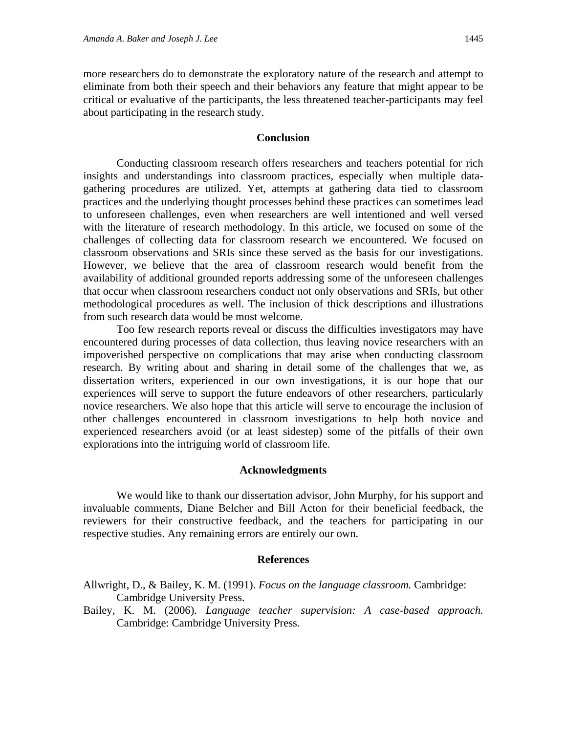more researchers do to demonstrate the exploratory nature of the research and attempt to eliminate from both their speech and their behaviors any feature that might appear to be critical or evaluative of the participants, the less threatened teacher-participants may feel about participating in the research study.

## Conclusion

Conducting classroom research offers researchers and teachers potential for rich insights and understandings into classroom practices, especially when multiple data-gathering procedures are utilized. Yet, attempts at gathering data tied to classroom practices and the underlying thought processes behind these practices can sometimes lead to unforeseen challenges, even when researchers are well intentioned and well versed with the literature of research methodology. In this article, we focused on some of the challenges of collecting data for classroom research we encountered. We focused on classroom observations and SRIs since these served as the basis for our investigations. However, we believe that the area of classroom research would benefit from the availability of additional grounded reports addressing some of the unforeseen challenges that occur when classroom researchers conduct not only observations and SRIs, but other methodological procedures as well. The inclusion of thick descriptions and illustrations from such research data would be most welcome.

Too few research reports reveal or discuss the difficulties investigators may have encountered during processes of data collection, thus leaving novice researchers with an impoverished perspective on complications that may arise when conducting classroom research. By writing about and sharing in detail some of the challenges that we, as dissertation writers, experienced in our own investigations, it is our hope that our experiences will serve to support the future endeavors of other researchers, particularly novice researchers. We also hope that this article will serve to encourage the inclusion of other challenges encountered in classroom investigations to help both novice and experienced researchers avoid (or at least sidestep) some of the pitfalls of their own explorations into the intriguing world of classroom life.

## Acknowledgments

We would like to thank our dissertation advisor, John Murphy, for his support and invaluable comments, Diane Belcher and Bill Acton for their beneficial feedback, the reviewers for their constructive feedback, and the teachers for participating in our respective studies. Any remaining errors are entirely our own.

## References

Allwright, D., & Bailey, K. M. (1991). *Focus on the language classroom.* Cambridge: Cambridge University Press.

Bailey, K. M. (2006). *Language teacher supervision: A case-based approach.* Cambridge: Cambridge University Press.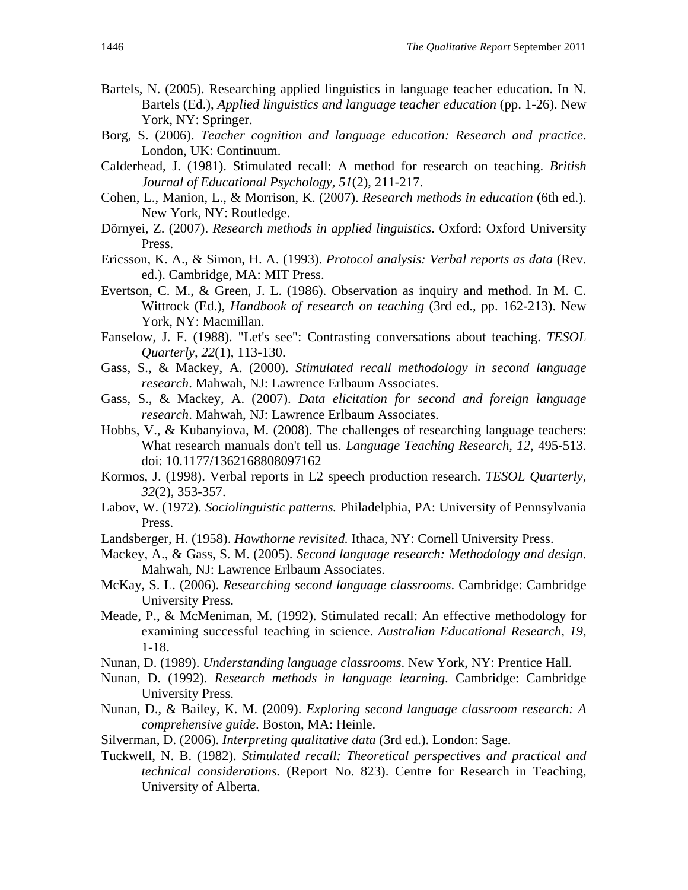Bartels, N. (2005). Researching applied linguistics in language teacher education. In N. Bartels (Ed.), *Applied linguistics and language teacher education* (pp. 1-26). New York, NY: Springer.

Borg, S. (2006). *Teacher cognition and language education: Research and practice*. London, UK: Continuum.

Calderhead, J. (1981). Stimulated recall: A method for research on teaching. *British Journal of Educational Psychology, 51*(2), 211-217.

Cohen, L., Manion, L., & Morrison, K. (2007). *Research methods in education* (6th ed.). New York, NY: Routledge.

Dörnyei, Z. (2007). *Research methods in applied linguistics*. Oxford: Oxford University Press.

Ericsson, K. A., & Simon, H. A. (1993). *Protocol analysis: Verbal reports as data* (Rev. ed.). Cambridge, MA: MIT Press.

Evertson, C. M., & Green, J. L. (1986). Observation as inquiry and method. In M. C. Wittrock (Ed.), *Handbook of research on teaching* (3rd ed., pp. 162-213). New York, NY: Macmillan.

Fanselow, J. F. (1988). "Let's see": Contrasting conversations about teaching. *TESOL Quarterly, 22*(1), 113-130.

Gass, S., & Mackey, A. (2000). *Stimulated recall methodology in second language research*. Mahwah, NJ: Lawrence Erlbaum Associates.

Gass, S., & Mackey, A. (2007). *Data elicitation for second and foreign language research*. Mahwah, NJ: Lawrence Erlbaum Associates.

Hobbs, V., & Kubanyiova, M. (2008). The challenges of researching language teachers: What research manuals don't tell us. *Language Teaching Research, 12*, 495-513. doi: 10.1177/1362168808097162

Kormos, J. (1998). Verbal reports in L2 speech production research. *TESOL Quarterly, 32*(2), 353-357.

Labov, W. (1972). *Sociolinguistic patterns.* Philadelphia, PA: University of Pennsylvania Press.

Landsberger, H. (1958). *Hawthorne revisited.* Ithaca, NY: Cornell University Press.

Mackey, A., & Gass, S. M. (2005). *Second language research: Methodology and design*. Mahwah, NJ: Lawrence Erlbaum Associates.

McKay, S. L. (2006). *Researching second language classrooms*. Cambridge: Cambridge University Press.

Meade, P., & McMeniman, M. (1992). Stimulated recall: An effective methodology for examining successful teaching in science. *Australian Educational Research, 19*, 1-18.

Nunan, D. (1989). *Understanding language classrooms*. New York, NY: Prentice Hall.

Nunan, D. (1992). *Research methods in language learning*. Cambridge: Cambridge University Press.

Nunan, D., & Bailey, K. M. (2009). *Exploring second language classroom research: A comprehensive guide*. Boston, MA: Heinle.

Silverman, D. (2006). *Interpreting qualitative data* (3rd ed.). London: Sage.

Tuckwell, N. B. (1982). *Stimulated recall: Theoretical perspectives and practical and technical considerations.* (Report No. 823). Centre for Research in Teaching, University of Alberta.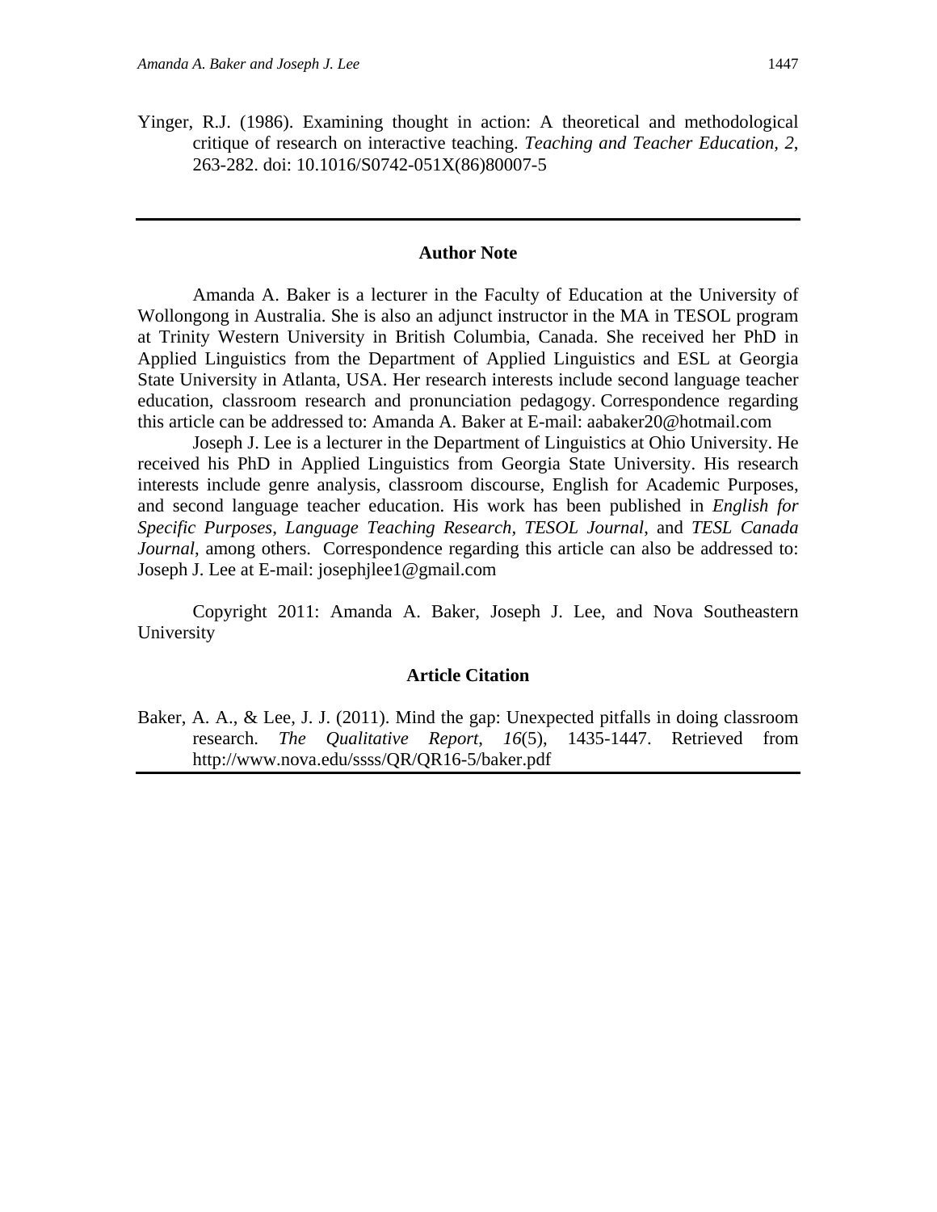Yinger, R.J. (1986). Examining thought in action: A theoretical and methodological critique of research on interactive teaching. *Teaching and Teacher Education, 2*, 263-282. doi: 10.1016/S0742-051X(86)80007-5

---

## Author Note

Amanda A. Baker is a lecturer in the Faculty of Education at the University of Wollongong in Australia. She is also an adjunct instructor in the MA in TESOL program at Trinity Western University in British Columbia, Canada. She received her PhD in Applied Linguistics from the Department of Applied Linguistics and ESL at Georgia State University in Atlanta, USA. Her research interests include second language teacher education, classroom research and pronunciation pedagogy. Correspondence regarding this article can be addressed to: Amanda A. Baker at E-mail: aabaker20@hotmail.com

Joseph J. Lee is a lecturer in the Department of Linguistics at Ohio University. He received his PhD in Applied Linguistics from Georgia State University. His research interests include genre analysis, classroom discourse, English for Academic Purposes, and second language teacher education. His work has been published in *English for Specific Purposes*, *Language Teaching Research, TESOL Journal*, and *TESL Canada Journal*, among others. Correspondence regarding this article can also be addressed to: Joseph J. Lee at E-mail: josephjlee1@gmail.com

Copyright 2011: Amanda A. Baker, Joseph J. Lee, and Nova Southeastern University

## Article Citation

Baker, A. A., & Lee, J. J. (2011). Mind the gap: Unexpected pitfalls in doing classroom research. *The Qualitative Report*, *16*(5), 1435-1447. Retrieved from http://www.nova.edu/ssss/QR/QR16-5/baker.pdf